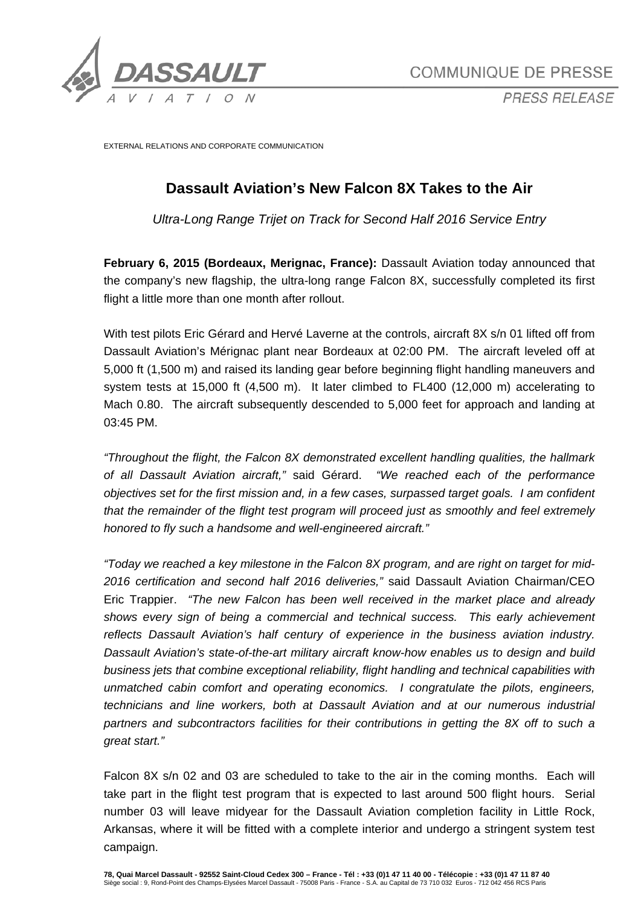EXTERNAL RELATIONS AND CORPORATE COMMUNICATION

# Dassault Aviation's New Falcon 8X Takes to the Air

*Ultra-Long Range Trijet on Track for Second Half 2016 Service Entry*

**February 6, 2015 (Bordeaux, Merignac, France):** Dassault Aviation today announced that the company's new flagship, the ultra-long range Falcon 8X, successfully completed its first flight a little more than one month after rollout.

With test pilots Eric Gérard and Hervé Laverne at the controls, aircraft 8X s/n 01 lifted off from Dassault Aviation's Mérignac plant near Bordeaux at 02:00 PM. The aircraft leveled off at 5,000 ft (1,500 m) and raised its landing gear before beginning flight handling maneuvers and system tests at 15,000 ft (4,500 m). It later climbed to FL400 (12,000 m) accelerating to Mach 0.80. The aircraft subsequently descended to 5,000 feet for approach and landing at 03:45 PM.

*"Throughout the flight, the Falcon 8X demonstrated excellent handling qualities, the hallmark of all Dassault Aviation aircraft,"* said Gérard. *"We reached each of the performance objectives set for the first mission and, in a few cases, surpassed target goals. I am confident that the remainder of the flight test program will proceed just as smoothly and feel extremely honored to fly such a handsome and well-engineered aircraft."*

*"Today we reached a key milestone in the Falcon 8X program, and are right on target for mid-2016 certification and second half 2016 deliveries,"* said Dassault Aviation Chairman/CEO Eric Trappier. *"The new Falcon has been well received in the market place and already shows every sign of being a commercial and technical success. This early achievement reflects Dassault Aviation's half century of experience in the business aviation industry. Dassault Aviation's state-of-the-art military aircraft know-how enables us to design and build business jets that combine exceptional reliability, flight handling and technical capabilities with unmatched cabin comfort and operating economics. I congratulate the pilots, engineers, technicians and line workers, both at Dassault Aviation and at our numerous industrial partners and subcontractors facilities for their contributions in getting the 8X off to such a great start."*

Falcon 8X s/n 02 and 03 are scheduled to take to the air in the coming months. Each will take part in the flight test program that is expected to last around 500 flight hours. Serial number 03 will leave midyear for the Dassault Aviation completion facility in Little Rock, Arkansas, where it will be fitted with a complete interior and undergo a stringent system test campaign.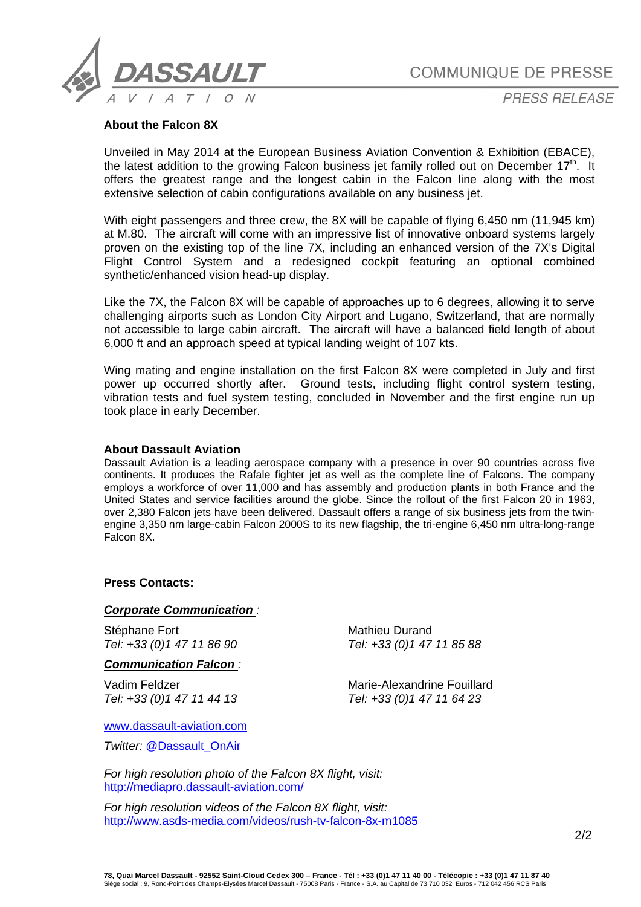## About the Falcon 8X

Unveiled in May 2014 at the European Business Aviation Convention & Exhibition (EBACE), the latest addition to the growing Falcon business jet family rolled out on December 17th. It offers the greatest range and the longest cabin in the Falcon line along with the most extensive selection of cabin configurations available on any business jet.

With eight passengers and three crew, the 8X will be capable of flying 6,450 nm (11,945 km) at M.80. The aircraft will come with an impressive list of innovative onboard systems largely proven on the existing top of the line 7X, including an enhanced version of the 7X's Digital Flight Control System and a redesigned cockpit featuring an optional combined synthetic/enhanced vision head-up display.

Like the 7X, the Falcon 8X will be capable of approaches up to 6 degrees, allowing it to serve challenging airports such as London City Airport and Lugano, Switzerland, that are normally not accessible to large cabin aircraft. The aircraft will have a balanced field length of about 6,000 ft and an approach speed at typical landing weight of 107 kts.

Wing mating and engine installation on the first Falcon 8X were completed in July and first power up occurred shortly after. Ground tests, including flight control system testing, vibration tests and fuel system testing, concluded in November and the first engine run up took place in early December.

## About Dassault Aviation

Dassault Aviation is a leading aerospace company with a presence in over 90 countries across five continents. It produces the Rafale fighter jet as well as the complete line of Falcons. The company employs a workforce of over 11,000 and has assembly and production plants in both France and the United States and service facilities around the globe. Since the rollout of the first Falcon 20 in 1963, over 2,380 Falcon jets have been delivered. Dassault offers a range of six business jets from the twin-engine 3,350 nm large-cabin Falcon 2000S to its new flagship, the tri-engine 6,450 nm ultra-long-range Falcon 8X.

**Press Contacts:**

***Corporate Communication*** *:*

Stéphane Fort
*Tel: +33 (0)1 47 11 86 90*

Mathieu Durand
*Tel: +33 (0)1 47 11 85 88*

***Communication Falcon*** *:*

Vadim Feldzer
*Tel: +33 (0)1 47 11 44 13*

Marie-Alexandrine Fouillard
*Tel: +33 (0)1 47 11 64 23*

www.dassault-aviation.com

*Twitter:* @Dassault_OnAir

*For high resolution photo of the Falcon 8X flight, visit:*
http://mediapro.dassault-aviation.com/

*For high resolution videos of the Falcon 8X flight, visit:*
http://www.asds-media.com/videos/rush-tv-falcon-8x-m1085

**78, Quai Marcel Dassault - 92552 Saint-Cloud Cedex 300 – France - Tél : +33 (0)1 47 11 40 00 - Télécopie : +33 (0)1 47 11 87 40**
Siège social : 9, Rond-Point des Champs-Elysées Marcel Dassault - 75008 Paris - France - S.A. au Capital de 73 710 032 Euros - 712 042 456 RCS Paris